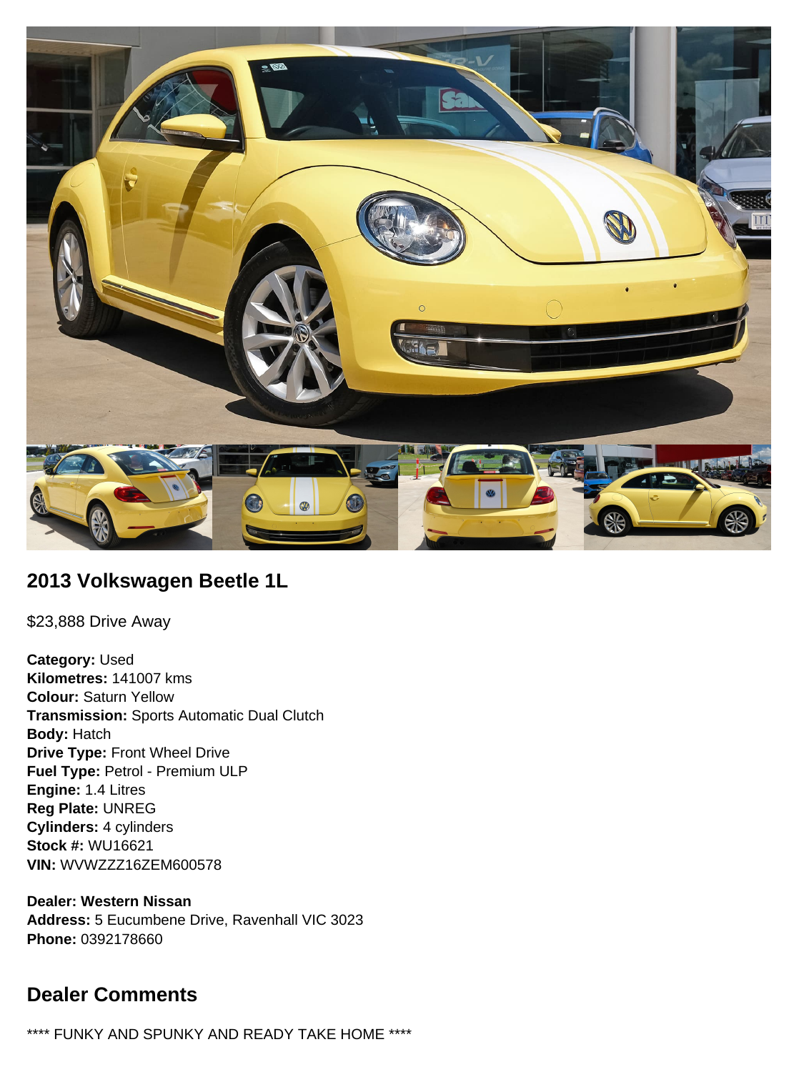## 2013 Volkswagen Beetle 1L

$23,888 Drive Away

**Category:** Used
**Kilometres:** 141007 kms
**Colour:** Saturn Yellow
**Transmission:** Sports Automatic Dual Clutch
**Body:** Hatch
**Drive Type:** Front Wheel Drive
**Fuel Type:** Petrol - Premium ULP
**Engine:** 1.4 Litres
**Reg Plate:** UNREG
**Cylinders:** 4 cylinders
**Stock #:** WU16621
**VIN:** WVWZZZ16ZEM600578

**Dealer: Western Nissan**
**Address:** 5 Eucumbene Drive, Ravenhall VIC 3023
**Phone:** 0392178660

## Dealer Comments

**** FUNKY AND SPUNKY AND READY TAKE HOME ****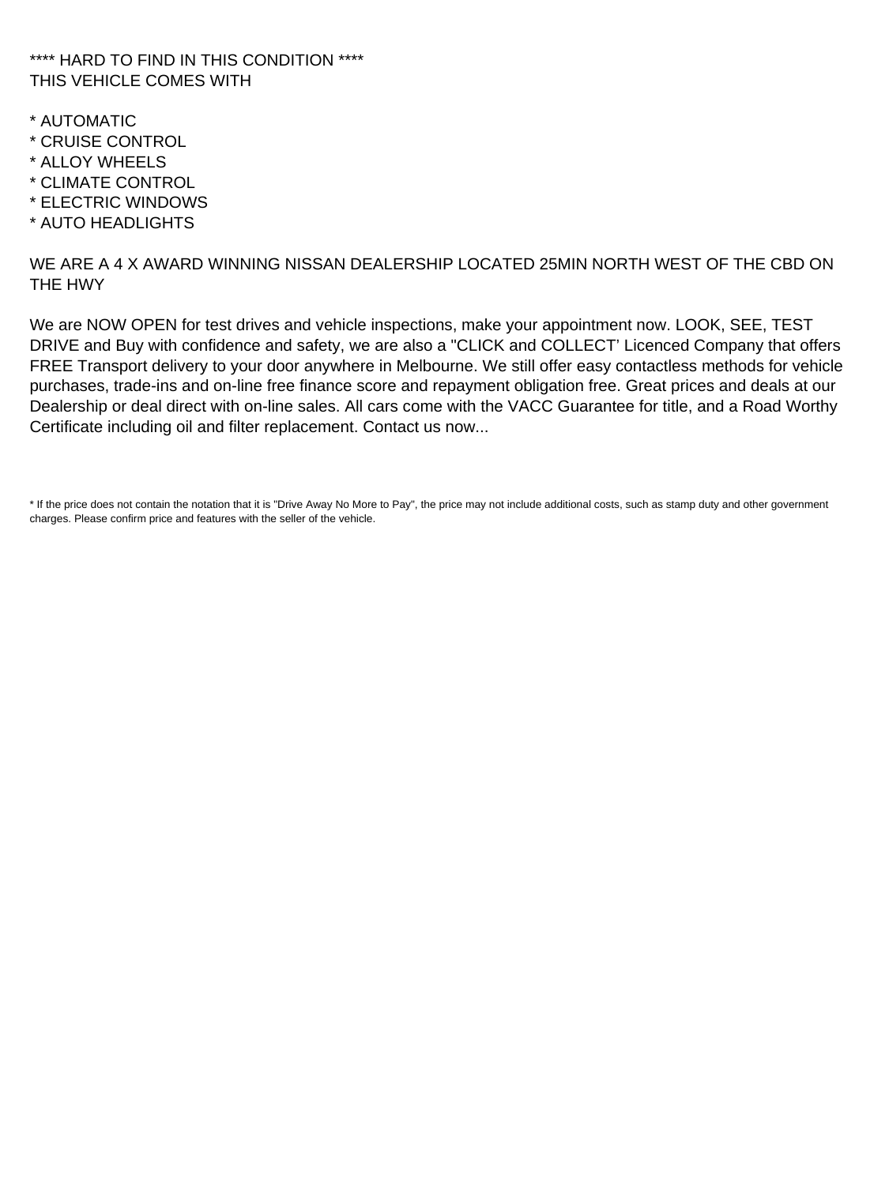**** HARD TO FIND IN THIS CONDITION ****
THIS VEHICLE COMES WITH

* AUTOMATIC
* CRUISE CONTROL
* ALLOY WHEELS
* CLIMATE CONTROL
* ELECTRIC WINDOWS
* AUTO HEADLIGHTS

WE ARE A 4 X AWARD WINNING NISSAN DEALERSHIP LOCATED 25MIN NORTH WEST OF THE CBD ON THE HWY

We are NOW OPEN for test drives and vehicle inspections, make your appointment now. LOOK, SEE, TEST DRIVE and Buy with confidence and safety, we are also a "CLICK and COLLECT' Licenced Company that offers FREE Transport delivery to your door anywhere in Melbourne. We still offer easy contactless methods for vehicle purchases, trade-ins and on-line free finance score and repayment obligation free. Great prices and deals at our Dealership or deal direct with on-line sales. All cars come with the VACC Guarantee for title, and a Road Worthy Certificate including oil and filter replacement. Contact us now...

* If the price does not contain the notation that it is "Drive Away No More to Pay", the price may not include additional costs, such as stamp duty and other government charges. Please confirm price and features with the seller of the vehicle.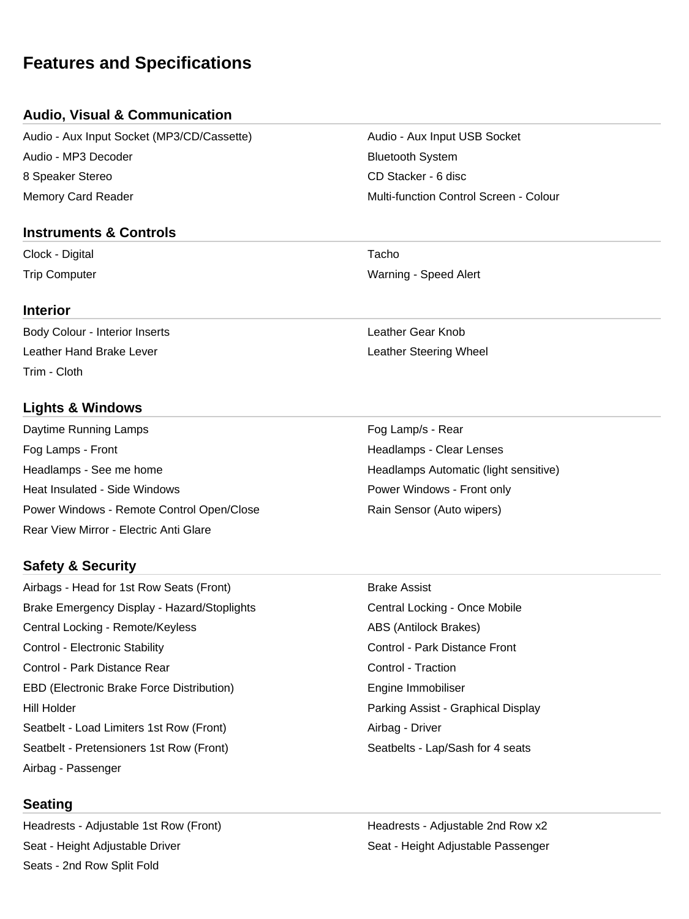# Features and Specifications

## Audio, Visual & Communication

- Audio - Aux Input Socket (MP3/CD/Cassette)
- Audio - Aux Input USB Socket
- Audio - MP3 Decoder
- Bluetooth System
- 8 Speaker Stereo
- CD Stacker - 6 disc
- Memory Card Reader
- Multi-function Control Screen - Colour

## Instruments & Controls

- Clock - Digital
- Tacho
- Trip Computer
- Warning - Speed Alert

## Interior

- Body Colour - Interior Inserts
- Leather Gear Knob
- Leather Hand Brake Lever
- Leather Steering Wheel
- Trim - Cloth

## Lights & Windows

- Daytime Running Lamps
- Fog Lamp/s - Rear
- Fog Lamps - Front
- Headlamps - Clear Lenses
- Headlamps - See me home
- Headlamps Automatic (light sensitive)
- Heat Insulated - Side Windows
- Power Windows - Front only
- Power Windows - Remote Control Open/Close
- Rain Sensor (Auto wipers)
- Rear View Mirror - Electric Anti Glare

## Safety & Security

- Airbags - Head for 1st Row Seats (Front)
- Brake Assist
- Brake Emergency Display - Hazard/Stoplights
- Central Locking - Once Mobile
- Central Locking - Remote/Keyless
- ABS (Antilock Brakes)
- Control - Electronic Stability
- Control - Park Distance Front
- Control - Park Distance Rear
- Control - Traction
- EBD (Electronic Brake Force Distribution)
- Engine Immobiliser
- Hill Holder
- Parking Assist - Graphical Display
- Seatbelt - Load Limiters 1st Row (Front)
- Airbag - Driver
- Seatbelt - Pretensioners 1st Row (Front)
- Seatbelts - Lap/Sash for 4 seats
- Airbag - Passenger

## Seating

- Headrests - Adjustable 1st Row (Front)
- Headrests - Adjustable 2nd Row x2
- Seat - Height Adjustable Driver
- Seat - Height Adjustable Passenger
- Seats - 2nd Row Split Fold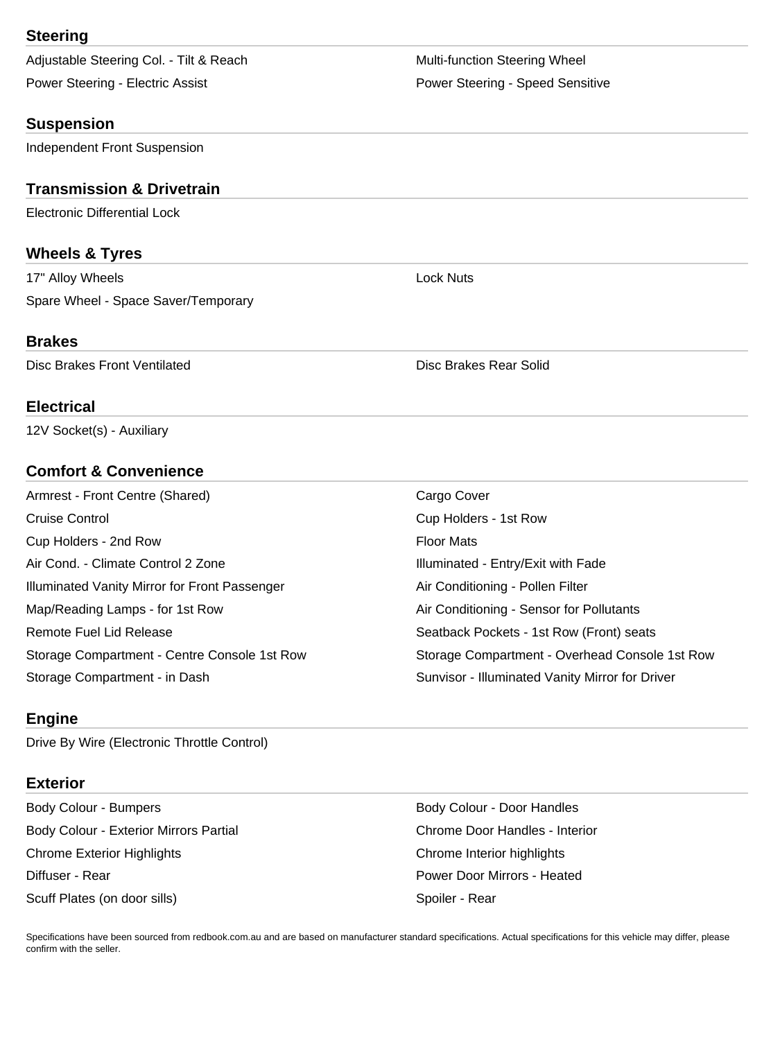## Steering

- Adjustable Steering Col. - Tilt & Reach
- Multi-function Steering Wheel
- Power Steering - Electric Assist
- Power Steering - Speed Sensitive

## Suspension

- Independent Front Suspension

## Transmission & Drivetrain

- Electronic Differential Lock

## Wheels & Tyres

- 17" Alloy Wheels
- Lock Nuts
- Spare Wheel - Space Saver/Temporary

## Brakes

- Disc Brakes Front Ventilated
- Disc Brakes Rear Solid

## Electrical

- 12V Socket(s) - Auxiliary

## Comfort & Convenience

- Armrest - Front Centre (Shared)
- Cargo Cover
- Cruise Control
- Cup Holders - 1st Row
- Cup Holders - 2nd Row
- Floor Mats
- Air Cond. - Climate Control 2 Zone
- Illuminated - Entry/Exit with Fade
- Illuminated Vanity Mirror for Front Passenger
- Air Conditioning - Pollen Filter
- Map/Reading Lamps - for 1st Row
- Air Conditioning - Sensor for Pollutants
- Remote Fuel Lid Release
- Seatback Pockets - 1st Row (Front) seats
- Storage Compartment - Centre Console 1st Row
- Storage Compartment - Overhead Console 1st Row
- Storage Compartment - in Dash
- Sunvisor - Illuminated Vanity Mirror for Driver

## Engine

- Drive By Wire (Electronic Throttle Control)

## Exterior

- Body Colour - Bumpers
- Body Colour - Door Handles
- Body Colour - Exterior Mirrors Partial
- Chrome Door Handles - Interior
- Chrome Exterior Highlights
- Chrome Interior highlights
- Diffuser - Rear
- Power Door Mirrors - Heated
- Scuff Plates (on door sills)
- Spoiler - Rear

Specifications have been sourced from redbook.com.au and are based on manufacturer standard specifications. Actual specifications for this vehicle may differ, please confirm with the seller.